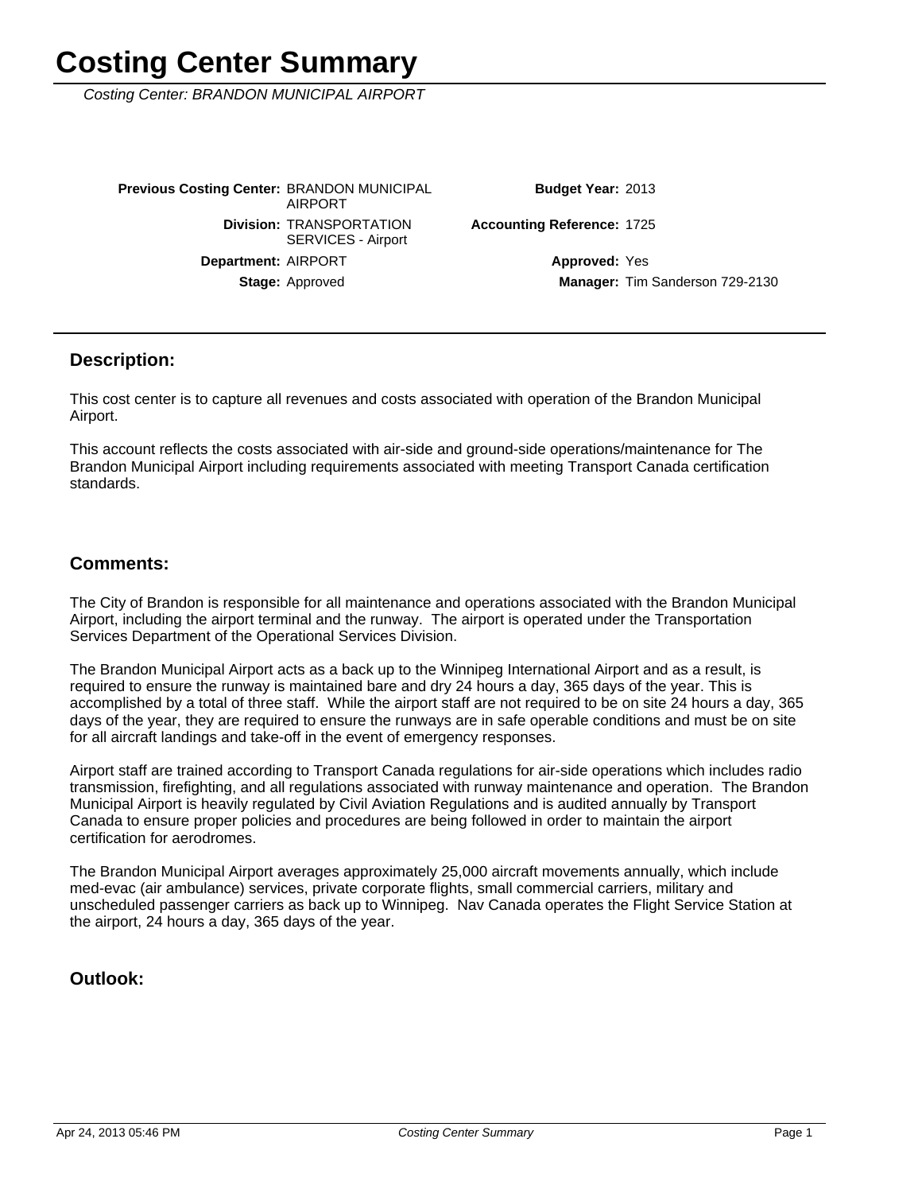# Costing Center Summary

*Costing Center: BRANDON MUNICIPAL AIRPORT*

| | | | |
|---|---|---|---|
| **Previous Costing Center:** | BRANDON MUNICIPAL AIRPORT | **Budget Year:** | 2013 |
| **Division:** | TRANSPORTATION SERVICES - Airport | **Accounting Reference:** | 1725 |
| **Department:** | AIRPORT | **Approved:** | Yes |
| **Stage:** | Approved | **Manager:** | Tim Sanderson 729-2130 |

## Description:

This cost center is to capture all revenues and costs associated with operation of the Brandon Municipal Airport.

This account reflects the costs associated with air-side and ground-side operations/maintenance for The Brandon Municipal Airport including requirements associated with meeting Transport Canada certification standards.

## Comments:

The City of Brandon is responsible for all maintenance and operations associated with the Brandon Municipal Airport, including the airport terminal and the runway. The airport is operated under the Transportation Services Department of the Operational Services Division.

The Brandon Municipal Airport acts as a back up to the Winnipeg International Airport and as a result, is required to ensure the runway is maintained bare and dry 24 hours a day, 365 days of the year. This is accomplished by a total of three staff. While the airport staff are not required to be on site 24 hours a day, 365 days of the year, they are required to ensure the runways are in safe operable conditions and must be on site for all aircraft landings and take-off in the event of emergency responses.

Airport staff are trained according to Transport Canada regulations for air-side operations which includes radio transmission, firefighting, and all regulations associated with runway maintenance and operation. The Brandon Municipal Airport is heavily regulated by Civil Aviation Regulations and is audited annually by Transport Canada to ensure proper policies and procedures are being followed in order to maintain the airport certification for aerodromes.

The Brandon Municipal Airport averages approximately 25,000 aircraft movements annually, which include med-evac (air ambulance) services, private corporate flights, small commercial carriers, military and unscheduled passenger carriers as back up to Winnipeg. Nav Canada operates the Flight Service Station at the airport, 24 hours a day, 365 days of the year.

## Outlook: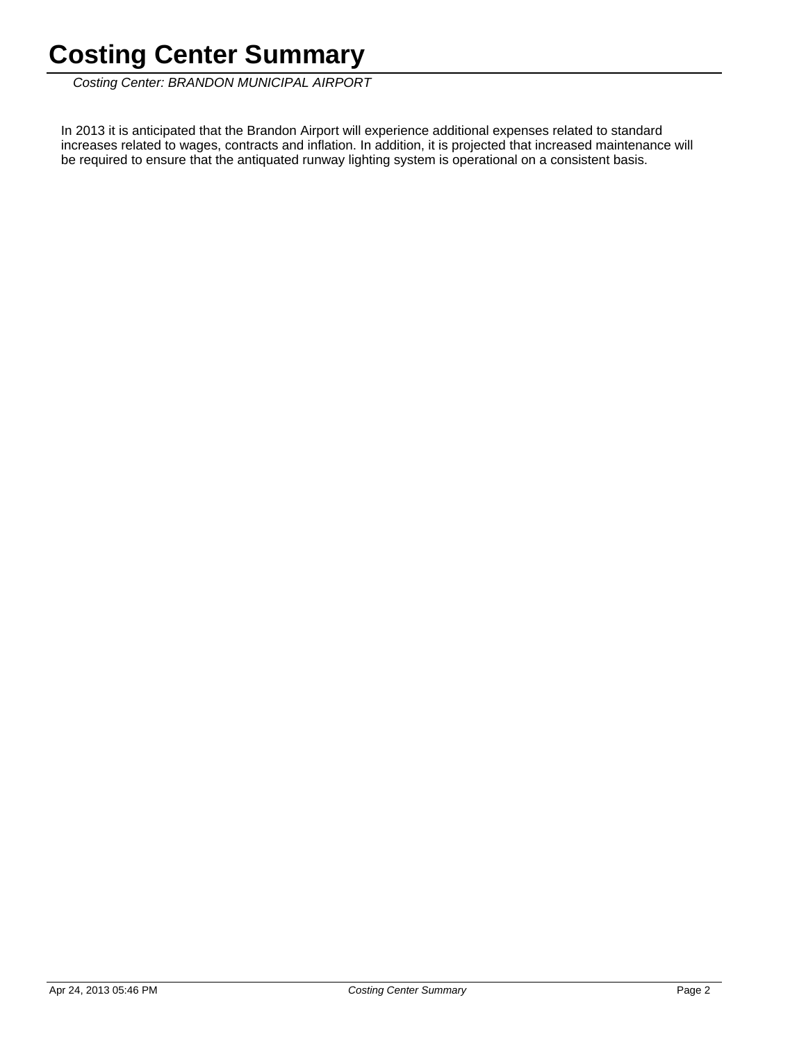# Costing Center Summary

*Costing Center: BRANDON MUNICIPAL AIRPORT*

In 2013 it is anticipated that the Brandon Airport will experience additional expenses related to standard increases related to wages, contracts and inflation. In addition, it is projected that increased maintenance will be required to ensure that the antiquated runway lighting system is operational on a consistent basis.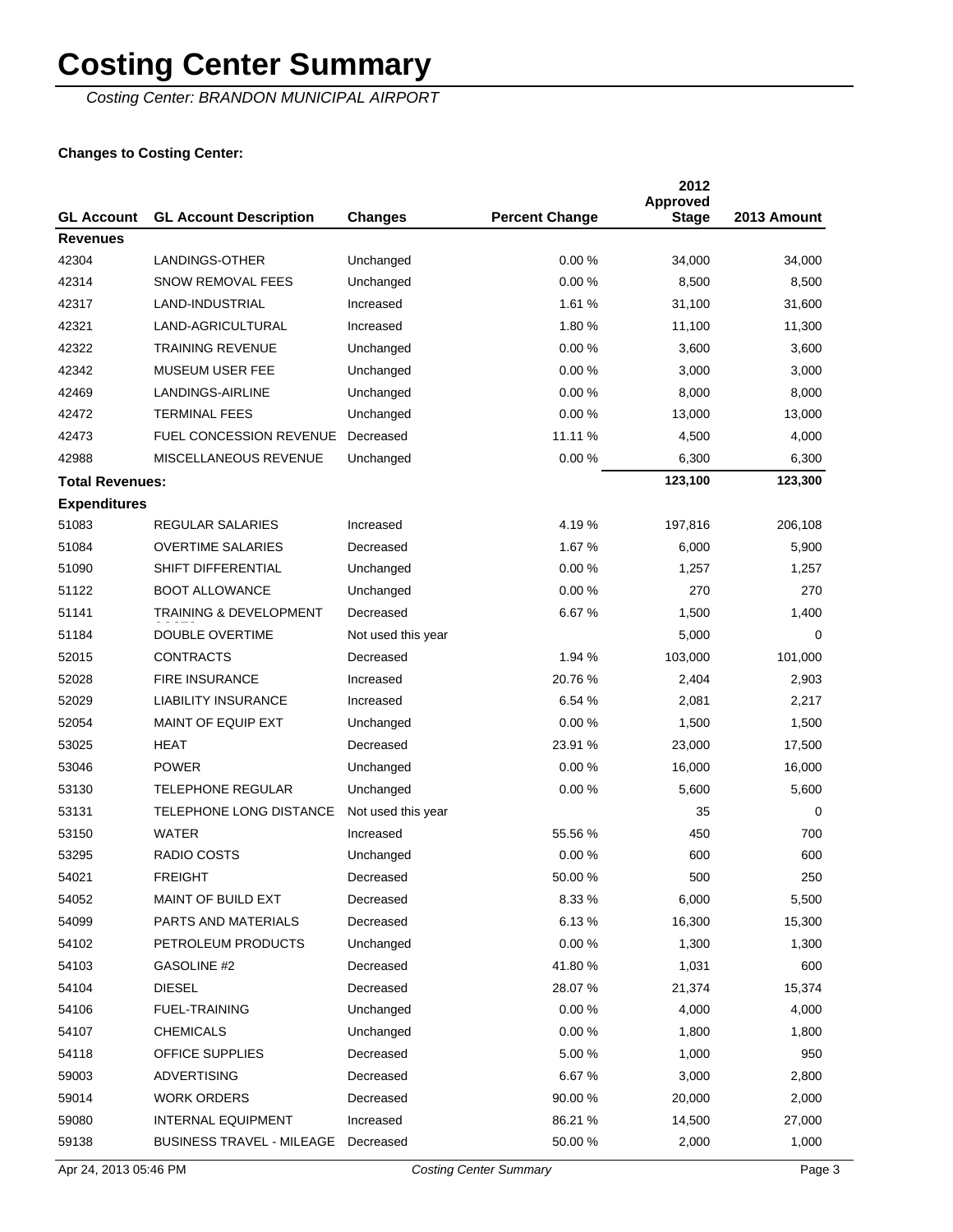# Costing Center Summary

*Costing Center: BRANDON MUNICIPAL AIRPORT*

**Changes to Costing Center:**

| GL Account | GL Account Description | Changes | Percent Change | 2012 Approved Stage | 2013 Amount |
|---|---|---|---|---|---|
| **Revenues** | | | | | |
| 42304 | LANDINGS-OTHER | Unchanged | 0.00 % | 34,000 | 34,000 |
| 42314 | SNOW REMOVAL FEES | Unchanged | 0.00 % | 8,500 | 8,500 |
| 42317 | LAND-INDUSTRIAL | Increased | 1.61 % | 31,100 | 31,600 |
| 42321 | LAND-AGRICULTURAL | Increased | 1.80 % | 11,100 | 11,300 |
| 42322 | TRAINING REVENUE | Unchanged | 0.00 % | 3,600 | 3,600 |
| 42342 | MUSEUM USER FEE | Unchanged | 0.00 % | 3,000 | 3,000 |
| 42469 | LANDINGS-AIRLINE | Unchanged | 0.00 % | 8,000 | 8,000 |
| 42472 | TERMINAL FEES | Unchanged | 0.00 % | 13,000 | 13,000 |
| 42473 | FUEL CONCESSION REVENUE | Decreased | 11.11 % | 4,500 | 4,000 |
| 42988 | MISCELLANEOUS REVENUE | Unchanged | 0.00 % | 6,300 | 6,300 |
| **Total Revenues:** | | | | **123,100** | **123,300** |
| **Expenditures** | | | | | |
| 51083 | REGULAR SALARIES | Increased | 4.19 % | 197,816 | 206,108 |
| 51084 | OVERTIME SALARIES | Decreased | 1.67 % | 6,000 | 5,900 |
| 51090 | SHIFT DIFFERENTIAL | Unchanged | 0.00 % | 1,257 | 1,257 |
| 51122 | BOOT ALLOWANCE | Unchanged | 0.00 % | 270 | 270 |
| 51141 | TRAINING & DEVELOPMENT COSTS | Decreased | 6.67 % | 1,500 | 1,400 |
| 51184 | DOUBLE OVERTIME | Not used this year | | 5,000 | 0 |
| 52015 | CONTRACTS | Decreased | 1.94 % | 103,000 | 101,000 |
| 52028 | FIRE INSURANCE | Increased | 20.76 % | 2,404 | 2,903 |
| 52029 | LIABILITY INSURANCE | Increased | 6.54 % | 2,081 | 2,217 |
| 52054 | MAINT OF EQUIP EXT | Unchanged | 0.00 % | 1,500 | 1,500 |
| 53025 | HEAT | Decreased | 23.91 % | 23,000 | 17,500 |
| 53046 | POWER | Unchanged | 0.00 % | 16,000 | 16,000 |
| 53130 | TELEPHONE REGULAR | Unchanged | 0.00 % | 5,600 | 5,600 |
| 53131 | TELEPHONE LONG DISTANCE | Not used this year | | 35 | 0 |
| 53150 | WATER | Increased | 55.56 % | 450 | 700 |
| 53295 | RADIO COSTS | Unchanged | 0.00 % | 600 | 600 |
| 54021 | FREIGHT | Decreased | 50.00 % | 500 | 250 |
| 54052 | MAINT OF BUILD EXT | Decreased | 8.33 % | 6,000 | 5,500 |
| 54099 | PARTS AND MATERIALS | Decreased | 6.13 % | 16,300 | 15,300 |
| 54102 | PETROLEUM PRODUCTS | Unchanged | 0.00 % | 1,300 | 1,300 |
| 54103 | GASOLINE #2 | Decreased | 41.80 % | 1,031 | 600 |
| 54104 | DIESEL | Decreased | 28.07 % | 21,374 | 15,374 |
| 54106 | FUEL-TRAINING | Unchanged | 0.00 % | 4,000 | 4,000 |
| 54107 | CHEMICALS | Unchanged | 0.00 % | 1,800 | 1,800 |
| 54118 | OFFICE SUPPLIES | Decreased | 5.00 % | 1,000 | 950 |
| 59003 | ADVERTISING | Decreased | 6.67 % | 3,000 | 2,800 |
| 59014 | WORK ORDERS | Decreased | 90.00 % | 20,000 | 2,000 |
| 59080 | INTERNAL EQUIPMENT | Increased | 86.21 % | 14,500 | 27,000 |
| 59138 | BUSINESS TRAVEL - MILEAGE | Decreased | 50.00 % | 2,000 | 1,000 |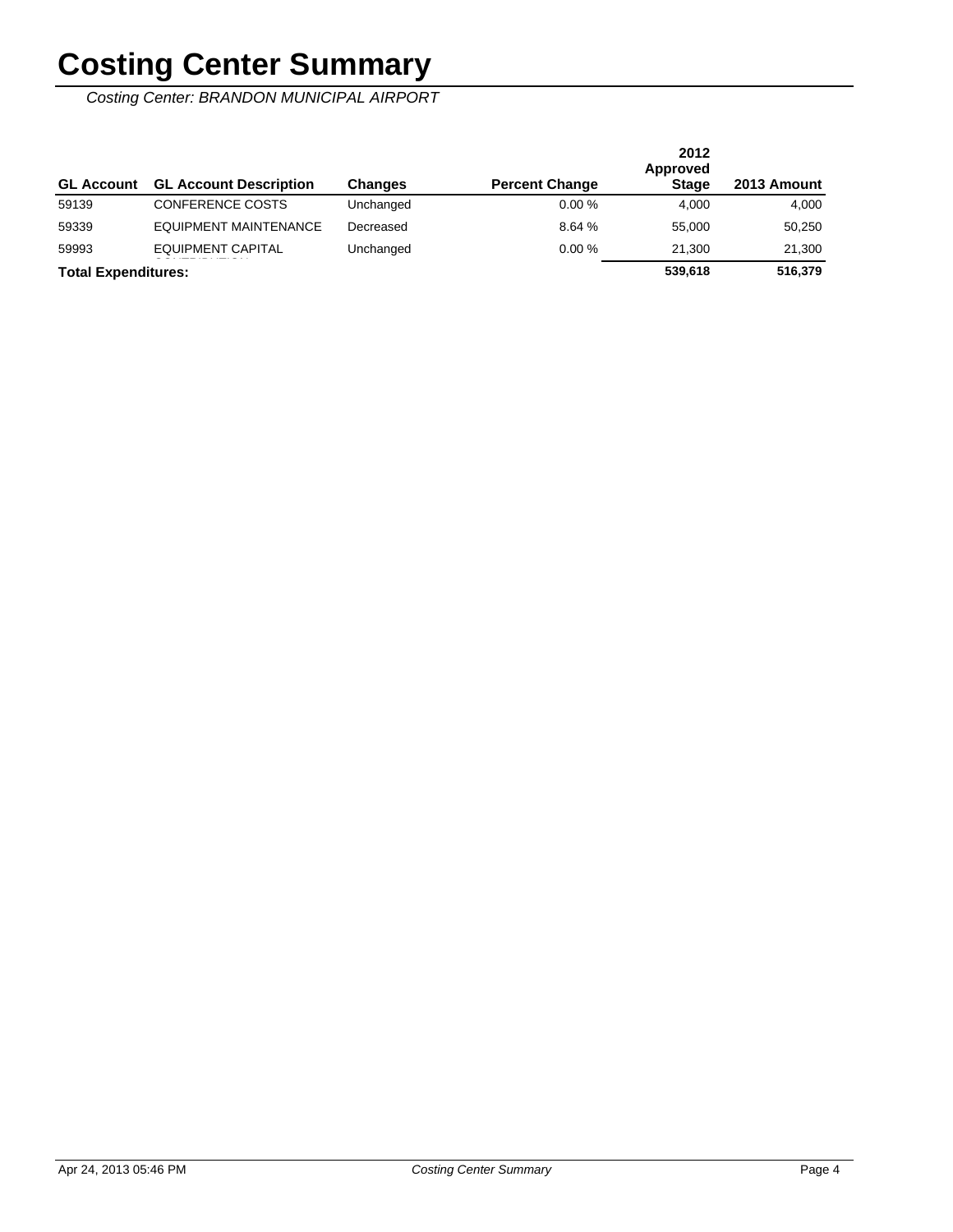# Costing Center Summary

*Costing Center: BRANDON MUNICIPAL AIRPORT*

| GL Account | GL Account Description | Changes | Percent Change | 2012 Approved Stage | 2013 Amount |
|---|---|---|---|---|---|
| 59139 | CONFERENCE COSTS | Unchanged | 0.00 % | 4,000 | 4,000 |
| 59339 | EQUIPMENT MAINTENANCE | Decreased | 8.64 % | 55,000 | 50,250 |
| 59993 | EQUIPMENT CAPITAL CONTRIBUTION | Unchanged | 0.00 % | 21,300 | 21,300 |
| **Total Expenditures:** | | | | **539,618** | **516,379** |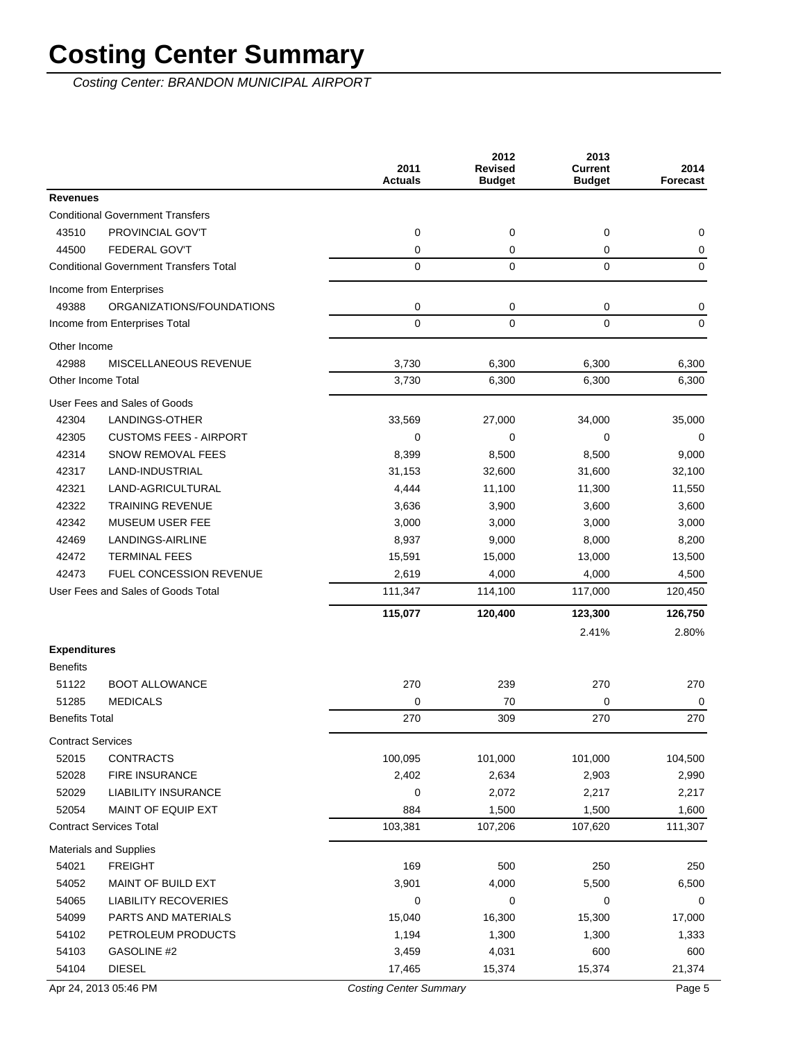# Costing Center Summary

*Costing Center: BRANDON MUNICIPAL AIRPORT*

| | | 2011 Actuals | 2012 Revised Budget | 2013 Current Budget | 2014 Forecast |
|---|---|---|---|---|---|
| **Revenues** | | | | | |
| Conditional Government Transfers | | | | | |
| 43510 | PROVINCIAL GOV'T | 0 | 0 | 0 | 0 |
| 44500 | FEDERAL GOV'T | 0 | 0 | 0 | 0 |
| Conditional Government Transfers Total | | 0 | 0 | 0 | 0 |
| Income from Enterprises | | | | | |
| 49388 | ORGANIZATIONS/FOUNDATIONS | 0 | 0 | 0 | 0 |
| Income from Enterprises Total | | 0 | 0 | 0 | 0 |
| Other Income | | | | | |
| 42988 | MISCELLANEOUS REVENUE | 3,730 | 6,300 | 6,300 | 6,300 |
| Other Income Total | | 3,730 | 6,300 | 6,300 | 6,300 |
| User Fees and Sales of Goods | | | | | |
| 42304 | LANDINGS-OTHER | 33,569 | 27,000 | 34,000 | 35,000 |
| 42305 | CUSTOMS FEES - AIRPORT | 0 | 0 | 0 | 0 |
| 42314 | SNOW REMOVAL FEES | 8,399 | 8,500 | 8,500 | 9,000 |
| 42317 | LAND-INDUSTRIAL | 31,153 | 32,600 | 31,600 | 32,100 |
| 42321 | LAND-AGRICULTURAL | 4,444 | 11,100 | 11,300 | 11,550 |
| 42322 | TRAINING REVENUE | 3,636 | 3,900 | 3,600 | 3,600 |
| 42342 | MUSEUM USER FEE | 3,000 | 3,000 | 3,000 | 3,000 |
| 42469 | LANDINGS-AIRLINE | 8,937 | 9,000 | 8,000 | 8,200 |
| 42472 | TERMINAL FEES | 15,591 | 15,000 | 13,000 | 13,500 |
| 42473 | FUEL CONCESSION REVENUE | 2,619 | 4,000 | 4,000 | 4,500 |
| User Fees and Sales of Goods Total | | 111,347 | 114,100 | 117,000 | 120,450 |
| | | **115,077** | **120,400** | **123,300** | **126,750** |
| | | | | 2.41% | 2.80% |
| **Expenditures** | | | | | |
| Benefits | | | | | |
| 51122 | BOOT ALLOWANCE | 270 | 239 | 270 | 270 |
| 51285 | MEDICALS | 0 | 70 | 0 | 0 |
| Benefits Total | | 270 | 309 | 270 | 270 |
| Contract Services | | | | | |
| 52015 | CONTRACTS | 100,095 | 101,000 | 101,000 | 104,500 |
| 52028 | FIRE INSURANCE | 2,402 | 2,634 | 2,903 | 2,990 |
| 52029 | LIABILITY INSURANCE | 0 | 2,072 | 2,217 | 2,217 |
| 52054 | MAINT OF EQUIP EXT | 884 | 1,500 | 1,500 | 1,600 |
| Contract Services Total | | 103,381 | 107,206 | 107,620 | 111,307 |
| Materials and Supplies | | | | | |
| 54021 | FREIGHT | 169 | 500 | 250 | 250 |
| 54052 | MAINT OF BUILD EXT | 3,901 | 4,000 | 5,500 | 6,500 |
| 54065 | LIABILITY RECOVERIES | 0 | 0 | 0 | 0 |
| 54099 | PARTS AND MATERIALS | 15,040 | 16,300 | 15,300 | 17,000 |
| 54102 | PETROLEUM PRODUCTS | 1,194 | 1,300 | 1,300 | 1,333 |
| 54103 | GASOLINE #2 | 3,459 | 4,031 | 600 | 600 |
| 54104 | DIESEL | 17,465 | 15,374 | 15,374 | 21,374 |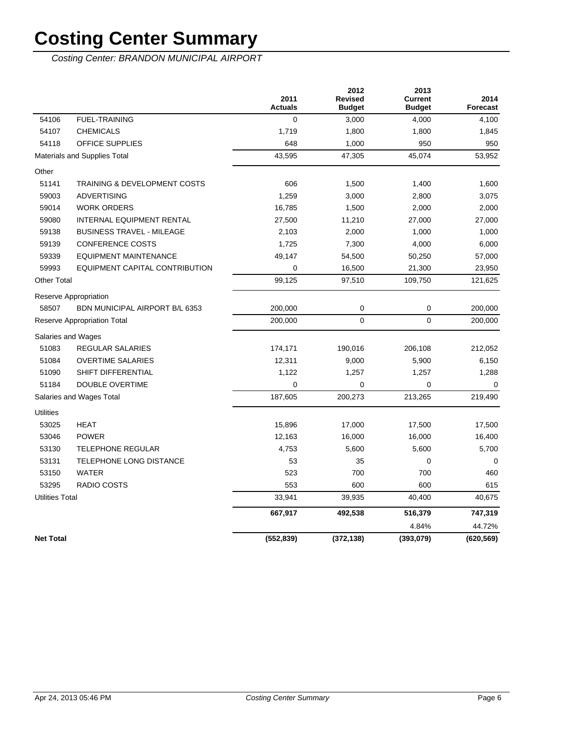# Costing Center Summary

*Costing Center: BRANDON MUNICIPAL AIRPORT*

| | | 2011 Actuals | 2012 Revised Budget | 2013 Current Budget | 2014 Forecast |
|---|---|---|---|---|---|
| 54106 | FUEL-TRAINING | 0 | 3,000 | 4,000 | 4,100 |
| 54107 | CHEMICALS | 1,719 | 1,800 | 1,800 | 1,845 |
| 54118 | OFFICE SUPPLIES | 648 | 1,000 | 950 | 950 |
| Materials and Supplies Total | | 43,595 | 47,305 | 45,074 | 53,952 |
| Other | | | | | |
| 51141 | TRAINING & DEVELOPMENT COSTS | 606 | 1,500 | 1,400 | 1,600 |
| 59003 | ADVERTISING | 1,259 | 3,000 | 2,800 | 3,075 |
| 59014 | WORK ORDERS | 16,785 | 1,500 | 2,000 | 2,000 |
| 59080 | INTERNAL EQUIPMENT RENTAL | 27,500 | 11,210 | 27,000 | 27,000 |
| 59138 | BUSINESS TRAVEL - MILEAGE | 2,103 | 2,000 | 1,000 | 1,000 |
| 59139 | CONFERENCE COSTS | 1,725 | 7,300 | 4,000 | 6,000 |
| 59339 | EQUIPMENT MAINTENANCE | 49,147 | 54,500 | 50,250 | 57,000 |
| 59993 | EQUIPMENT CAPITAL CONTRIBUTION | 0 | 16,500 | 21,300 | 23,950 |
| Other Total | | 99,125 | 97,510 | 109,750 | 121,625 |
| Reserve Appropriation | | | | | |
| 58507 | BDN MUNICIPAL AIRPORT B/L 6353 | 200,000 | 0 | 0 | 200,000 |
| Reserve Appropriation Total | | 200,000 | 0 | 0 | 200,000 |
| Salaries and Wages | | | | | |
| 51083 | REGULAR SALARIES | 174,171 | 190,016 | 206,108 | 212,052 |
| 51084 | OVERTIME SALARIES | 12,311 | 9,000 | 5,900 | 6,150 |
| 51090 | SHIFT DIFFERENTIAL | 1,122 | 1,257 | 1,257 | 1,288 |
| 51184 | DOUBLE OVERTIME | 0 | 0 | 0 | 0 |
| Salaries and Wages Total | | 187,605 | 200,273 | 213,265 | 219,490 |
| Utilities | | | | | |
| 53025 | HEAT | 15,896 | 17,000 | 17,500 | 17,500 |
| 53046 | POWER | 12,163 | 16,000 | 16,000 | 16,400 |
| 53130 | TELEPHONE REGULAR | 4,753 | 5,600 | 5,600 | 5,700 |
| 53131 | TELEPHONE LONG DISTANCE | 53 | 35 | 0 | 0 |
| 53150 | WATER | 523 | 700 | 700 | 460 |
| 53295 | RADIO COSTS | 553 | 600 | 600 | 615 |
| Utilities Total | | 33,941 | 39,935 | 40,400 | 40,675 |
| | | **667,917** | **492,538** | **516,379** | **747,319** |
| | | | | 4.84% | 44.72% |
| **Net Total** | | **(552,839)** | **(372,138)** | **(393,079)** | **(620,569)** |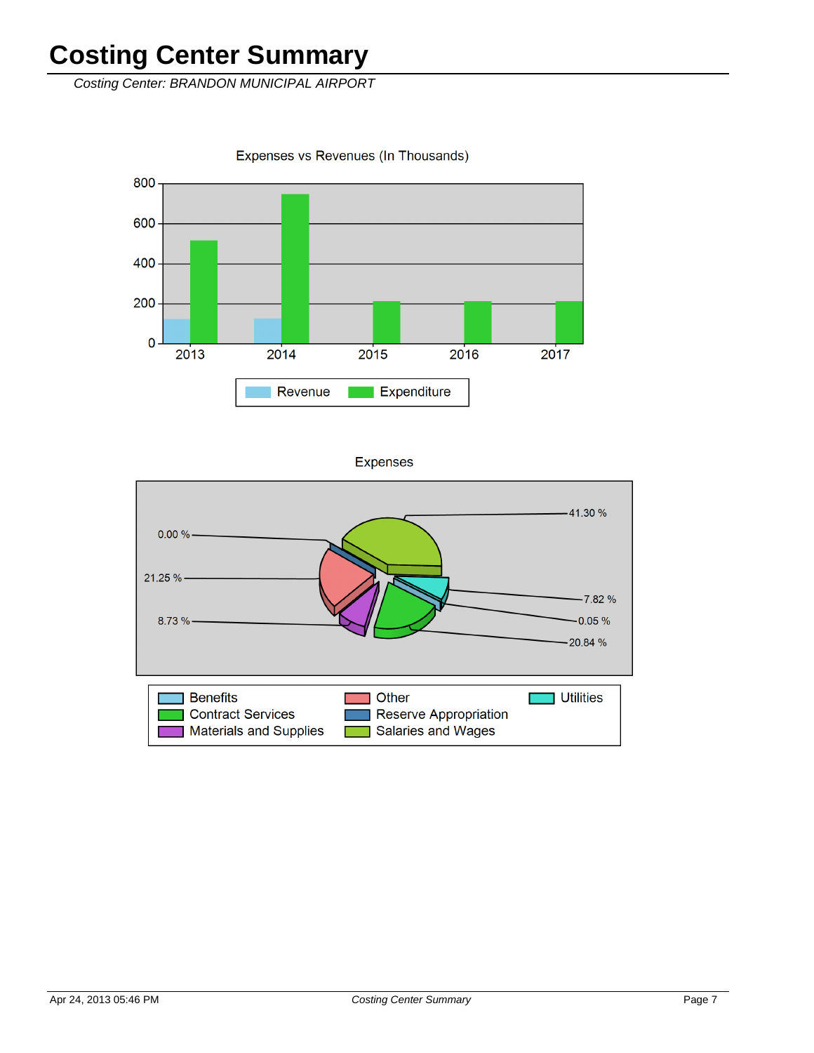# Costing Center Summary

*Costing Center: BRANDON MUNICIPAL AIRPORT*

Expenses vs Revenues (In Thousands)

800
600
400
200
0
2013
2014
2015
2016
2017

Revenue
Expenditure

Expenses

41.30 %
0.00 %
21.25 %
7.82 %
0.05 %
8.73 %
20.84 %

Benefits
Other
Utilities
Contract Services
Reserve Appropriation
Materials and Supplies
Salaries and Wages